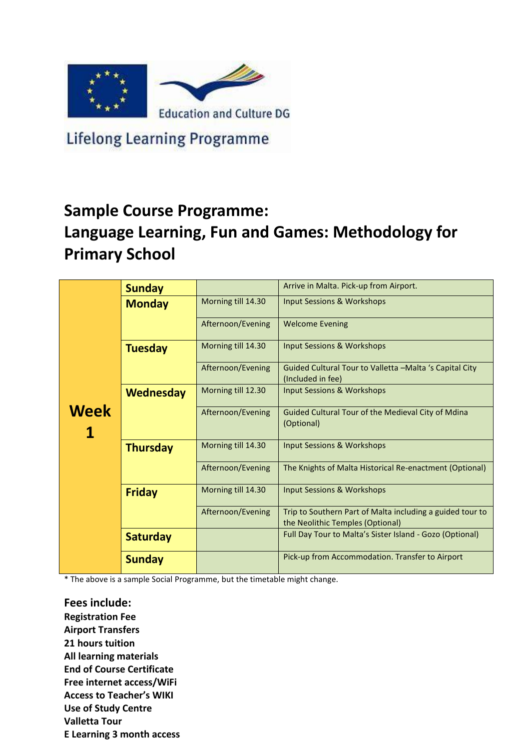Education and Culture DG

Lifelong Learning Programme

# Sample Course Programme: Language Learning, Fun and Games: Methodology for Primary School

| | | | |
|---|---|---|---|
| **Week 1** | **Sunday** | | Arrive in Malta. Pick-up from Airport. |
| | **Monday** | Morning till 14.30 | Input Sessions & Workshops |
| | | Afternoon/Evening | Welcome Evening |
| | **Tuesday** | Morning till 14.30 | Input Sessions & Workshops |
| | | Afternoon/Evening | Guided Cultural Tour to Valletta –Malta 's Capital City (Included in fee) |
| | **Wednesday** | Morning till 12.30 | Input Sessions & Workshops |
| | | Afternoon/Evening | Guided Cultural Tour of the Medieval City of Mdina (Optional) |
| | **Thursday** | Morning till 14.30 | Input Sessions & Workshops |
| | | Afternoon/Evening | The Knights of Malta Historical Re-enactment (Optional) |
| | **Friday** | Morning till 14.30 | Input Sessions & Workshops |
| | | Afternoon/Evening | Trip to Southern Part of Malta including a guided tour to the Neolithic Temples (Optional) |
| | **Saturday** | | Full Day Tour to Malta's Sister Island - Gozo (Optional) |
| | **Sunday** | | Pick-up from Accommodation. Transfer to Airport |

* The above is a sample Social Programme, but the timetable might change.

## Fees include:

**Registration Fee**  
**Airport Transfers**  
**21 hours tuition**  
**All learning materials**  
**End of Course Certificate**  
**Free internet access/WiFi**  
**Access to Teacher's WIKI**  
**Use of Study Centre**  
**Valletta Tour**  
**E Learning 3 month access**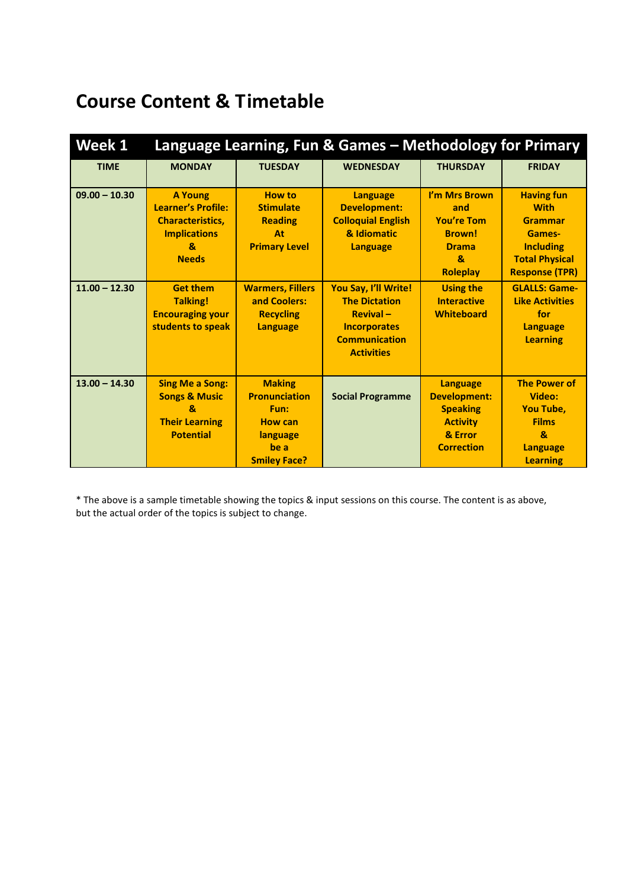# Course Content & Timetable

| Week 1 | Language Learning, Fun & Games – Methodology for Primary | | | | |
|---|---|---|---|---|---|
| **TIME** | **MONDAY** | **TUESDAY** | **WEDNESDAY** | **THURSDAY** | **FRIDAY** |
| **09.00 – 10.30** | **A Young Learner's Profile: Characteristics, Implications & Needs** | **How to Stimulate Reading At Primary Level** | **Language Development: Colloquial English & Idiomatic Language** | **I'm Mrs Brown and You're Tom Brown! Drama & Roleplay** | **Having fun With Grammar Games- Including Total Physical Response (TPR)** |
| **11.00 – 12.30** | **Get them Talking! Encouraging your students to speak** | **Warmers, Fillers and Coolers: Recycling Language** | **You Say, I'll Write! The Dictation Revival – Incorporates Communication Activities** | **Using the Interactive Whiteboard** | **GLALLS: Game-Like Activities for Language Learning** |
| **13.00 – 14.30** | **Sing Me a Song: Songs & Music & Their Learning Potential** | **Making Pronunciation Fun: How can language be a Smiley Face?** | **Social Programme** | **Language Development: Speaking Activity & Error Correction** | **The Power of Video: You Tube, Films & Language Learning** |

* The above is a sample timetable showing the topics & input sessions on this course. The content is as above, but the actual order of the topics is subject to change.